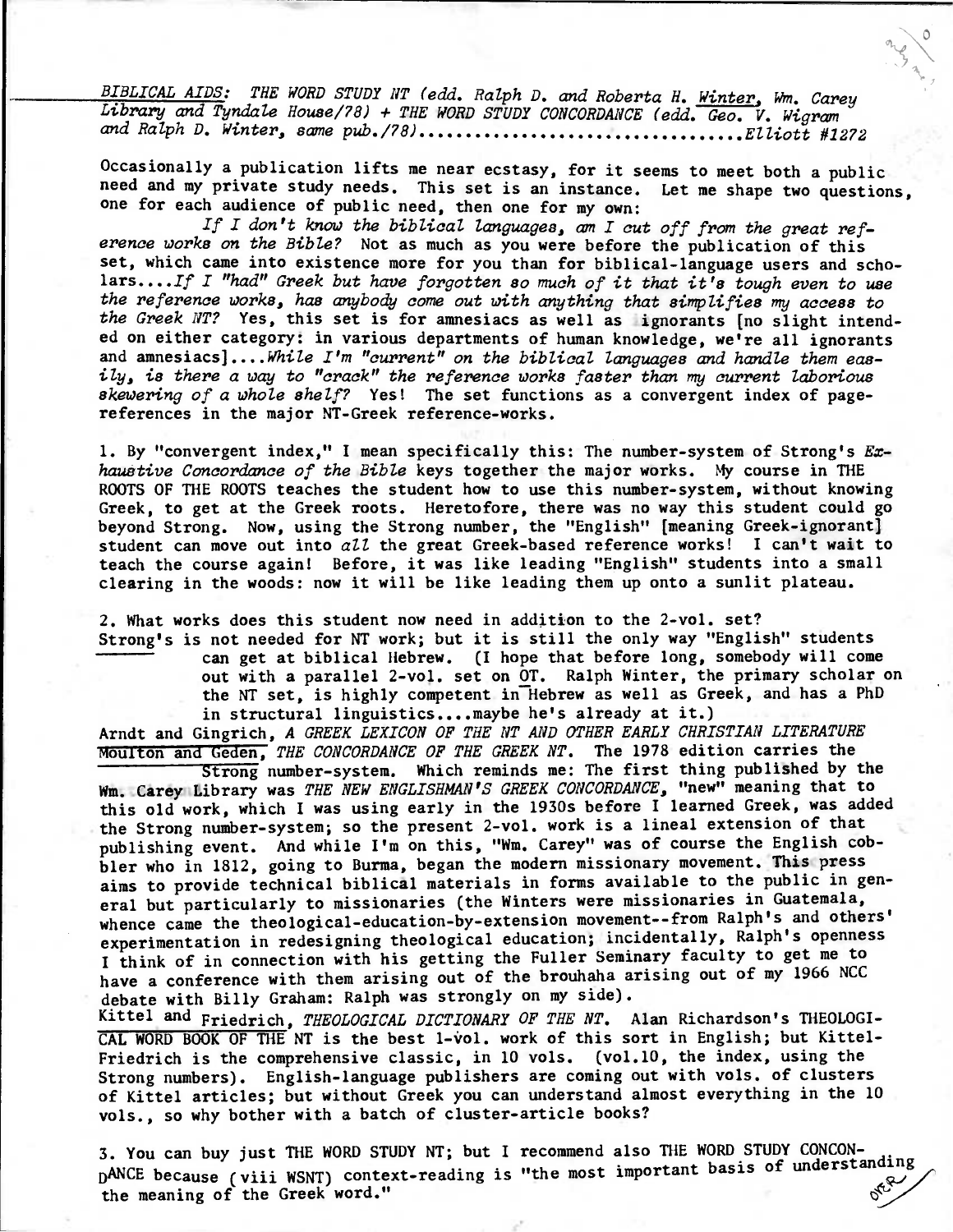*BIBLICAL AIDS: THE WORD STUDY NT (edd. Ralph D. and Roberta H. Winter, Wm. Carey Library and Tyndale House/78) + THE WORD STUDY CONCORDANCE (edd. Geo. V. Wigram and Ralph D. Winter, same pub./78)*..................................*Elliott #1272*

Occasionally a publication lifts me near ecstasy, for it seems to meet both a public need and my private study needs. This set is an instance. Let me shape two questions, one for each audience of public need, then one for my own:

*If I don't know the biblical languages, am I cut off from the great reference works on the Bible?* Not as much as you were before the publication of this set, which came into existence more for you than for biblical-language users and scholars....*If I "had" Greek but have forgotten so much of it that it's tough even to use the reference works, has anybody come out with anything that simplifies my access to the Greek NT?* Yes, this set is for amnesiacs as well as ignorants [no slight intended on either category: in various departments of human knowledge, we're all ignorants and amnesiacs]....*While I'm "current" on the biblical languages and handle them easily, is there a way to "crack" the reference works faster than my current laborious skewering of a whole shelf?* Yes! The set functions as a convergent index of page-references in the major NT-Greek reference-works.

1. By "convergent index," I mean specifically this: The number-system of Strong's *Exhaustive Concordance of the Bible* keys together the major works. My course in THE ROOTS OF THE ROOTS teaches the student how to use this number-system, without knowing Greek, to get at the Greek roots. Heretofore, there was no way this student could go beyond Strong. Now, using the Strong number, the "English" [meaning Greek-ignorant] student can move out into *all* the great Greek-based reference works! I can't wait to teach the course again! Before, it was like leading "English" students into a small clearing in the woods: now it will be like leading them up onto a sunlit plateau.

2. What works does this student now need in addition to the 2-vol. set?

Strong's is not needed for NT work; but it is still the only way "English" students can get at biblical Hebrew. (I hope that before long, somebody will come out with a parallel 2-vol. set on OT. Ralph Winter, the primary scholar on the NT set, is highly competent in Hebrew as well as Greek, and has a PhD in structural linguistics....maybe he's already at it.)

Arndt and Gingrich, *A GREEK LEXICON OF THE NT AND OTHER EARLY CHRISTIAN LITERATURE*

Moulton and Geden, *THE CONCORDANCE OF THE GREEK NT*. The 1978 edition carries the Strong number-system. Which reminds me: The first thing published by the Wm. Carey Library was *THE NEW ENGLISHMAN'S GREEK CONCORDANCE*, "new" meaning that to this old work, which I was using early in the 1930s before I learned Greek, was added the Strong number-system; so the present 2-vol. work is a lineal extension of that publishing event. And while I'm on this, "Wm. Carey" was of course the English cobbler who in 1812, going to Burma, began the modern missionary movement. This press aims to provide technical biblical materials in forms available to the public in general but particularly to missionaries (the Winters were missionaries in Guatemala, whence came the theological-education-by-extension movement--from Ralph's and others' experimentation in redesigning theological education; incidentally, Ralph's openness I think of in connection with his getting the Fuller Seminary faculty to get me to have a conference with them arising out of the brouhaha arising out of my 1966 NCC debate with Billy Graham: Ralph was strongly on my side).

Kittel and Friedrich, *THEOLOGICAL DICTIONARY OF THE NT*. Alan Richardson's THEOLOGICAL WORD BOOK OF THE NT is the best 1-vol. work of this sort in English; but Kittel-Friedrich is the comprehensive classic, in 10 vols. (vol.10, the index, using the Strong numbers). English-language publishers are coming out with vols. of clusters of Kittel articles; but without Greek you can understand almost everything in the 10 vols., so why bother with a batch of cluster-article books?

3. You can buy just THE WORD STUDY NT; but I recommend also THE WORD STUDY CONCORDANCE because (viii WSNT) context-reading is "the most important basis of understanding the meaning of the Greek word."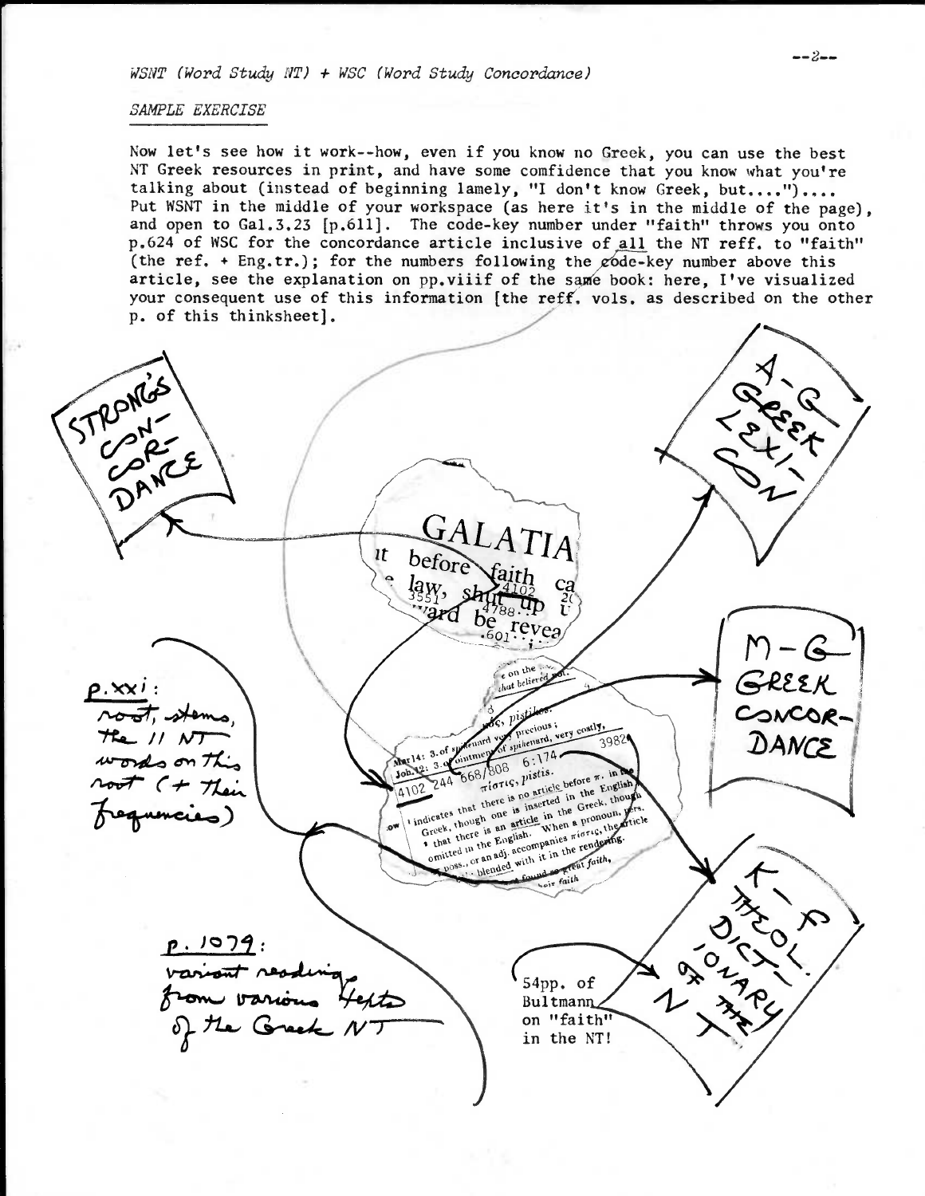*WSNT (Word Study NT) + WSC (Word Study Concordance)*

*SAMPLE EXERCISE*

Now let's see how it work--how, even if you know no Greek, you can use the best NT Greek resources in print, and have some comfidence that you know what you're talking about (instead of beginning lamely, "I don't know Greek, but....")....
Put WSNT in the middle of your workspace (as here it's in the middle of the page), and open to Gal.3.23 [p.611]. The code-key number under "faith" throws you onto p.624 of WSC for the concordance article inclusive of all the NT reff. to "faith" (the ref. + Eng.tr.); for the numbers following the code-key number above this article, see the explanation on pp.viiif of the same book: here, I've visualized your consequent use of this information [the reff. vols. as described on the other p. of this thinksheet].

STRONG'S CONCORDANCE

A-G GREEK LEXICON

M-G GREEK CONCORDANCE

K-F THEOL. DICTIONARY OF THE NT

GALATIA

it before faith ca

law, shut up

4102

3551

4788

ward be revea

601

4102 244 668/808 6:174

3982

πίστις, pistis.

p.xxi: root, stems, the 11 NT words on this root (+ their frequencies)

p.1079: variant readings from various texts of the Greek NT

54pp. of Bultmann on "faith" in the NT!